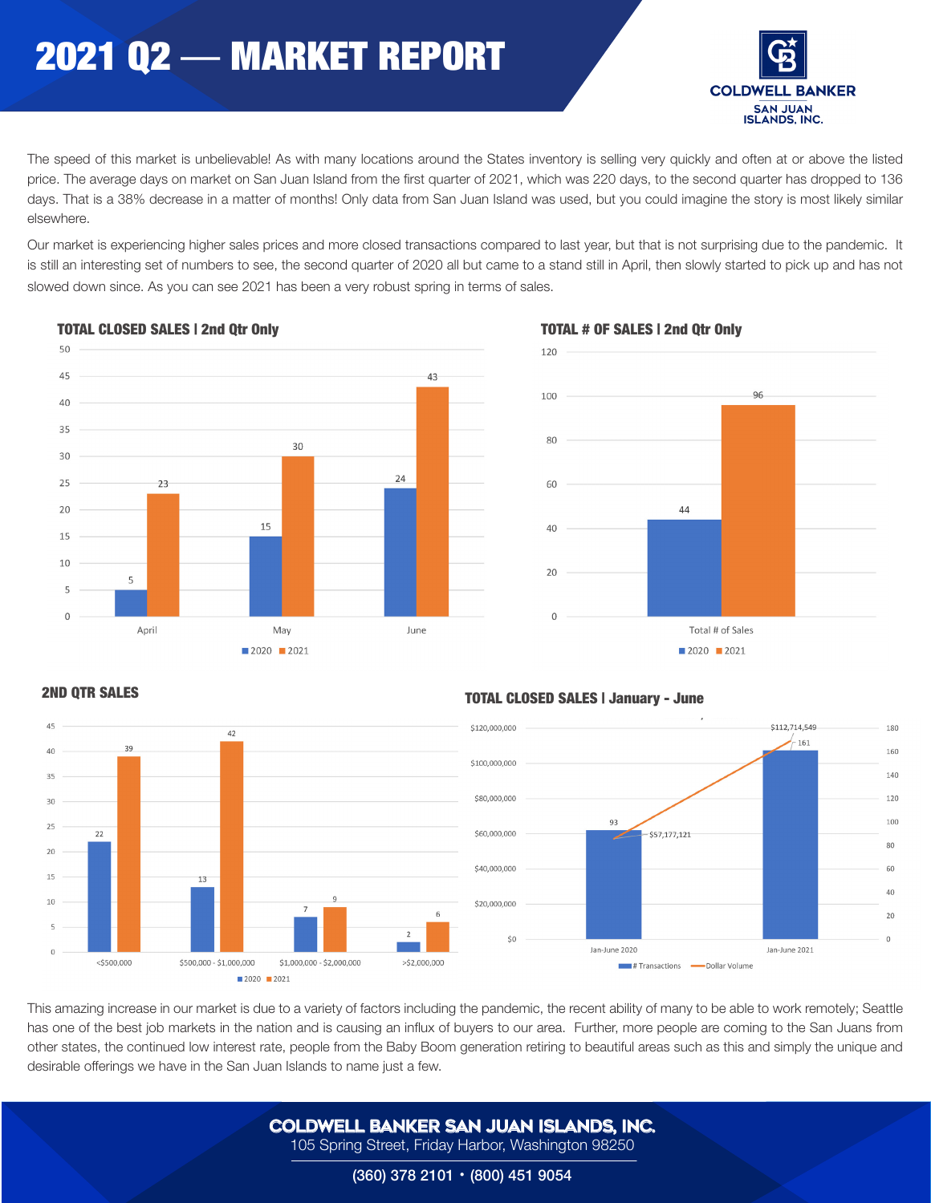# 2021 Q2 — MARKET REPORT

COLDWELL BANKER
SAN JUAN ISLANDS, INC.

The speed of this market is unbelievable! As with many locations around the States inventory is selling very quickly and often at or above the listed price. The average days on market on San Juan Island from the first quarter of 2021, which was 220 days, to the second quarter has dropped to 136 days. That is a 38% decrease in a matter of months! Only data from San Juan Island was used, but you could imagine the story is most likely similar elsewhere.

Our market is experiencing higher sales prices and more closed transactions compared to last year, but that is not surprising due to the pandemic. It is still an interesting set of numbers to see, the second quarter of 2020 all but came to a stand still in April, then slowly started to pick up and has not slowed down since. As you can see 2021 has been a very robust spring in terms of sales.

## TOTAL CLOSED SALES | 2nd Qtr Only

| Month | 2020 | 2021 |
| --- | --- | --- |
| April | 5 | 23 |
| May | 15 | 30 |
| June | 24 | 43 |

## TOTAL # OF SALES | 2nd Qtr Only

| | 2020 | 2021 |
| --- | --- | --- |
| Total # of Sales | 44 | 96 |

## 2ND QTR SALES

| Price Range | 2020 | 2021 |
| --- | --- | --- |
| <$500,000 | 22 | 39 |
| $500,000 - $1,000,000 | 13 | 42 |
| $1,000,000 - $2,000,000 | 7 | 9 |
| >$2,000,000 | 2 | 6 |

## TOTAL CLOSED SALES | January - June

| Period | # Transactions | Dollar Volume |
| --- | --- | --- |
| Jan-June 2020 | 93 | $57,177,121 |
| Jan-June 2021 | 161 | $112,714,549 |

This amazing increase in our market is due to a variety of factors including the pandemic, the recent ability of many to be able to work remotely; Seattle has one of the best job markets in the nation and is causing an influx of buyers to our area. Further, more people are coming to the San Juans from other states, the continued low interest rate, people from the Baby Boom generation retiring to beautiful areas such as this and simply the unique and desirable offerings we have in the San Juan Islands to name just a few.

**COLDWELL BANKER SAN JUAN ISLANDS, INC.**
105 Spring Street, Friday Harbor, Washington 98250
(360) 378 2101 • (800) 451 9054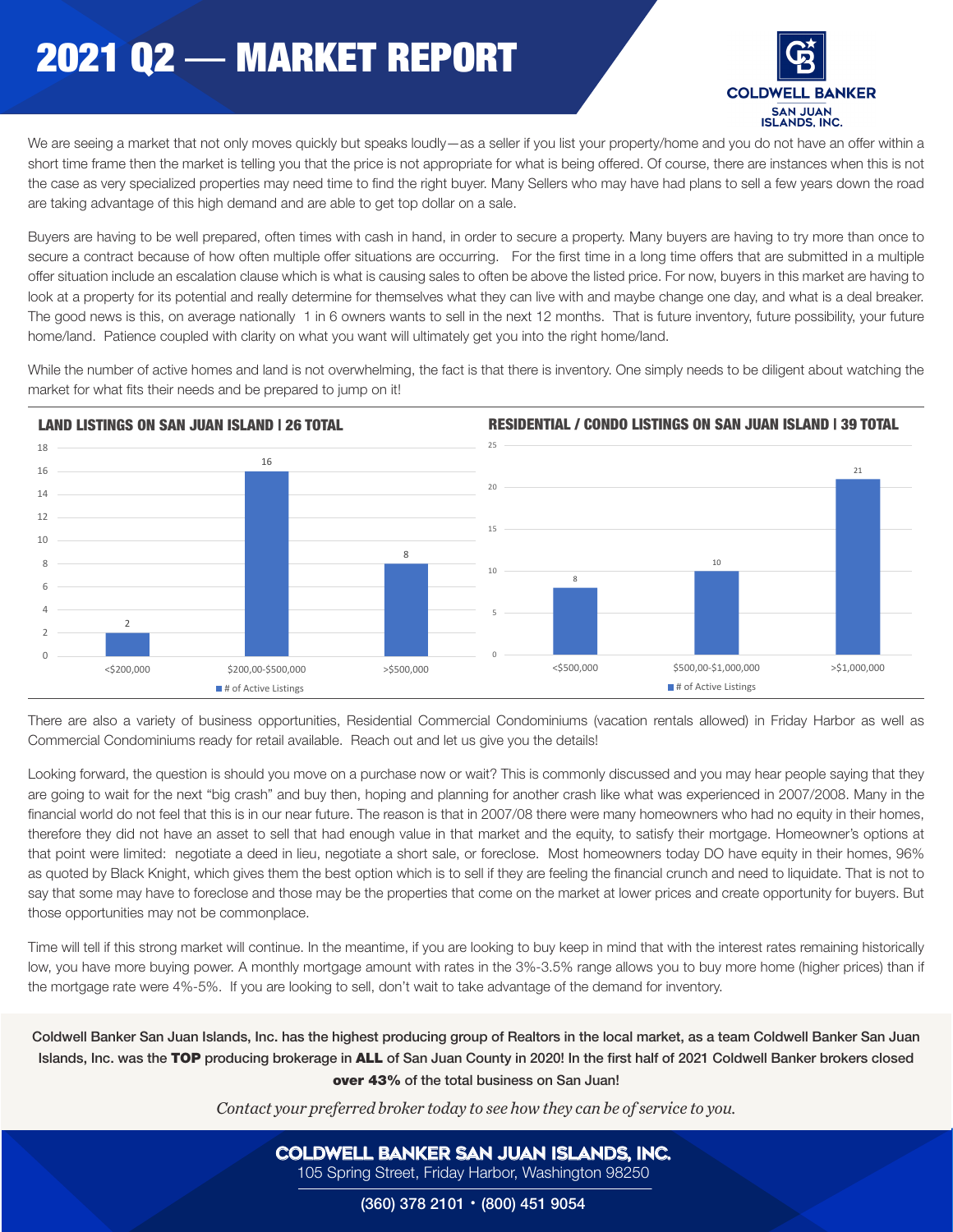# 2021 Q2 — MARKET REPORT

COLDWELL BANKER
SAN JUAN ISLANDS, INC.

We are seeing a market that not only moves quickly but speaks loudly—as a seller if you list your property/home and you do not have an offer within a short time frame then the market is telling you that the price is not appropriate for what is being offered. Of course, there are instances when this is not the case as very specialized properties may need time to find the right buyer. Many Sellers who may have had plans to sell a few years down the road are taking advantage of this high demand and are able to get top dollar on a sale.

Buyers are having to be well prepared, often times with cash in hand, in order to secure a property. Many buyers are having to try more than once to secure a contract because of how often multiple offer situations are occurring. For the first time in a long time offers that are submitted in a multiple offer situation include an escalation clause which is what is causing sales to often be above the listed price. For now, buyers in this market are having to look at a property for its potential and really determine for themselves what they can live with and maybe change one day, and what is a deal breaker. The good news is this, on average nationally 1 in 6 owners wants to sell in the next 12 months. That is future inventory, future possibility, your future home/land. Patience coupled with clarity on what you want will ultimately get you into the right home/land.

While the number of active homes and land is not overwhelming, the fact is that there is inventory. One simply needs to be diligent about watching the market for what fits their needs and be prepared to jump on it!

**LAND LISTINGS ON SAN JUAN ISLAND | 26 TOTAL**

<$200,000: 2
$200,00-$500,000: 16
>$500,000: 8
# of Active Listings

**RESIDENTIAL / CONDO LISTINGS ON SAN JUAN ISLAND | 39 TOTAL**

<$500,000: 8
$500,00-$1,000,000: 10
>$1,000,000: 21
# of Active Listings

There are also a variety of business opportunities, Residential Commercial Condominiums (vacation rentals allowed) in Friday Harbor as well as Commercial Condominiums ready for retail available. Reach out and let us give you the details!

Looking forward, the question is should you move on a purchase now or wait? This is commonly discussed and you may hear people saying that they are going to wait for the next "big crash" and buy then, hoping and planning for another crash like what was experienced in 2007/2008. Many in the financial world do not feel that this is in our near future. The reason is that in 2007/08 there were many homeowners who had no equity in their homes, therefore they did not have an asset to sell that had enough value in that market and the equity, to satisfy their mortgage. Homeowner's options at that point were limited: negotiate a deed in lieu, negotiate a short sale, or foreclose. Most homeowners today DO have equity in their homes, 96% as quoted by Black Knight, which gives them the best option which is to sell if they are feeling the financial crunch and need to liquidate. That is not to say that some may have to foreclose and those may be the properties that come on the market at lower prices and create opportunity for buyers. But those opportunities may not be commonplace.

Time will tell if this strong market will continue. In the meantime, if you are looking to buy keep in mind that with the interest rates remaining historically low, you have more buying power. A monthly mortgage amount with rates in the 3%-3.5% range allows you to buy more home (higher prices) than if the mortgage rate were 4%-5%. If you are looking to sell, don't wait to take advantage of the demand for inventory.

Coldwell Banker San Juan Islands, Inc. has the highest producing group of Realtors in the local market, as a team Coldwell Banker San Juan Islands, Inc. was the **TOP** producing brokerage in **ALL** of San Juan County in 2020! In the first half of 2021 Coldwell Banker brokers closed **over 43%** of the total business on San Juan!

*Contact your preferred broker today to see how they can be of service to you.*

**COLDWELL BANKER SAN JUAN ISLANDS, INC.**
105 Spring Street, Friday Harbor, Washington 98250
(360) 378 2101 • (800) 451 9054